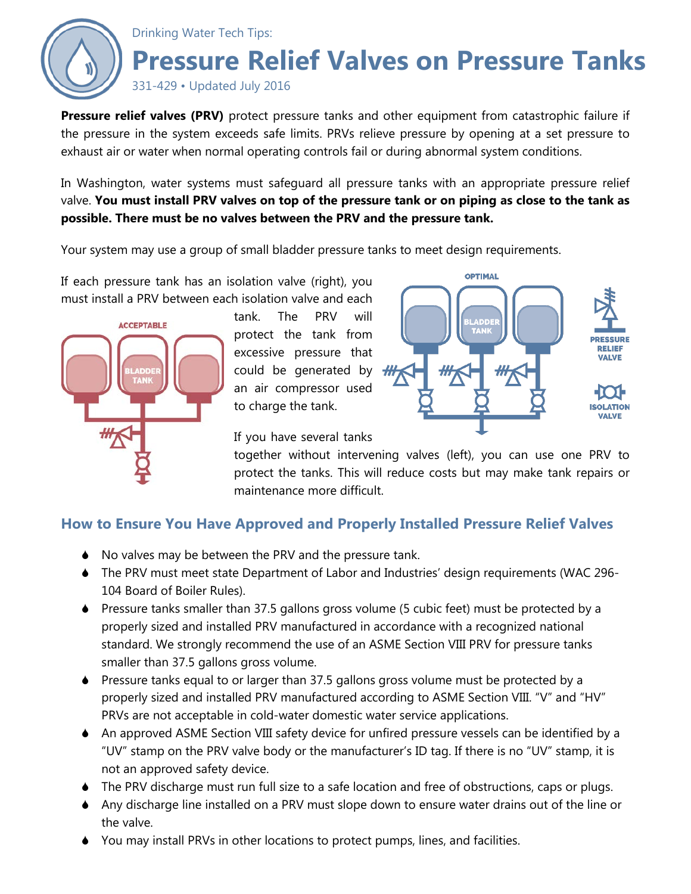Drinking Water Tech Tips:

# Pressure Relief Valves on Pressure Tanks

331-429 • Updated July 2016

**Pressure relief valves (PRV)** protect pressure tanks and other equipment from catastrophic failure if the pressure in the system exceeds safe limits. PRVs relieve pressure by opening at a set pressure to exhaust air or water when normal operating controls fail or during abnormal system conditions.

In Washington, water systems must safeguard all pressure tanks with an appropriate pressure relief valve. **You must install PRV valves on top of the pressure tank or on piping as close to the tank as possible. There must be no valves between the PRV and the pressure tank.**

Your system may use a group of small bladder pressure tanks to meet design requirements.

If each pressure tank has an isolation valve (right), you must install a PRV between each isolation valve and each tank. The PRV will protect the tank from excessive pressure that could be generated by an air compressor used to charge the tank.

If you have several tanks together without intervening valves (left), you can use one PRV to protect the tanks. This will reduce costs but may make tank repairs or maintenance more difficult.

## How to Ensure You Have Approved and Properly Installed Pressure Relief Valves

- No valves may be between the PRV and the pressure tank.
- The PRV must meet state Department of Labor and Industries' design requirements (WAC 296-104 Board of Boiler Rules).
- Pressure tanks smaller than 37.5 gallons gross volume (5 cubic feet) must be protected by a properly sized and installed PRV manufactured in accordance with a recognized national standard. We strongly recommend the use of an ASME Section VIII PRV for pressure tanks smaller than 37.5 gallons gross volume.
- Pressure tanks equal to or larger than 37.5 gallons gross volume must be protected by a properly sized and installed PRV manufactured according to ASME Section VIII. "V" and "HV" PRVs are not acceptable in cold-water domestic water service applications.
- An approved ASME Section VIII safety device for unfired pressure vessels can be identified by a "UV" stamp on the PRV valve body or the manufacturer's ID tag. If there is no "UV" stamp, it is not an approved safety device.
- The PRV discharge must run full size to a safe location and free of obstructions, caps or plugs.
- Any discharge line installed on a PRV must slope down to ensure water drains out of the line or the valve.
- You may install PRVs in other locations to protect pumps, lines, and facilities.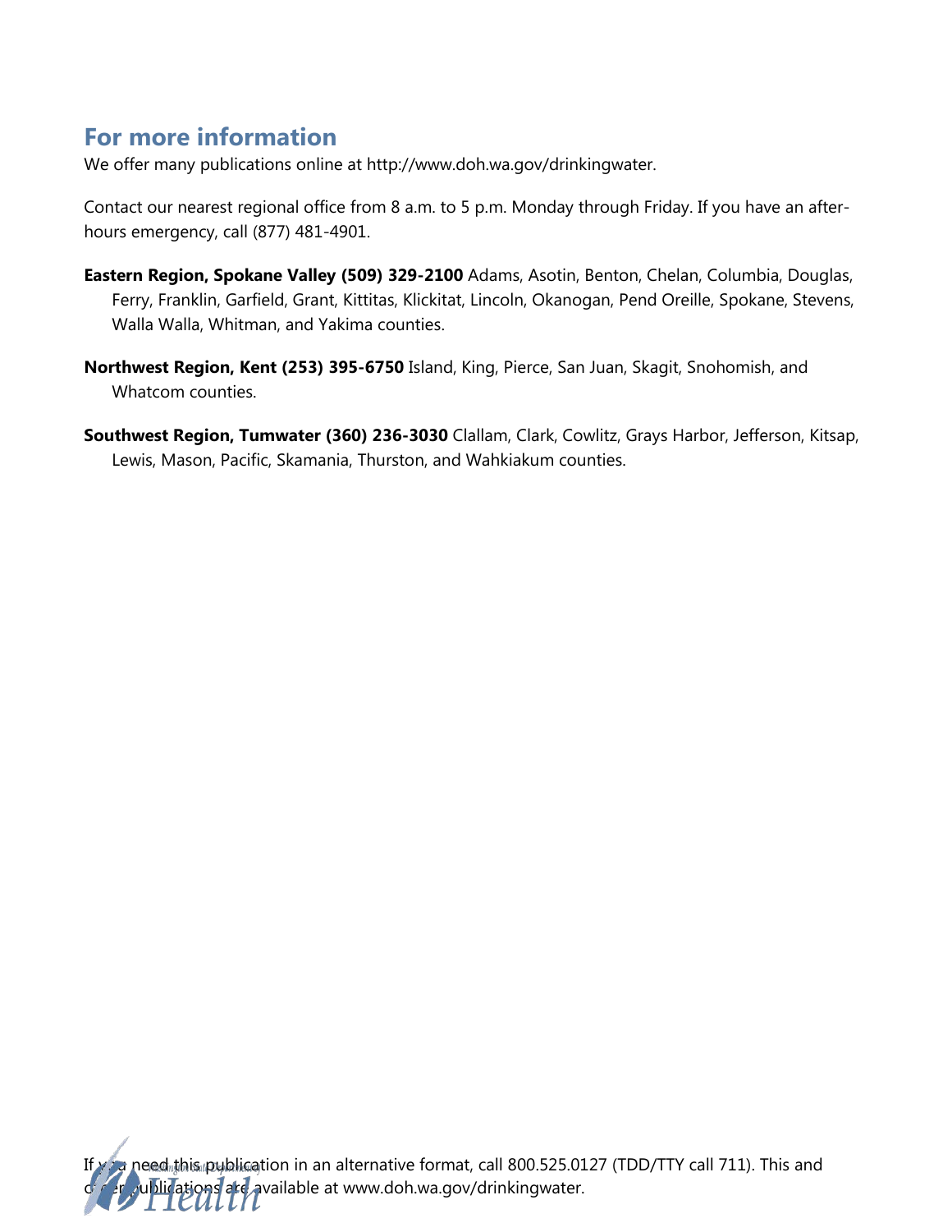## For more information

We offer many publications online at http://www.doh.wa.gov/drinkingwater.

Contact our nearest regional office from 8 a.m. to 5 p.m. Monday through Friday. If you have an after-hours emergency, call (877) 481-4901.

**Eastern Region, Spokane Valley (509) 329-2100** Adams, Asotin, Benton, Chelan, Columbia, Douglas, Ferry, Franklin, Garfield, Grant, Kittitas, Klickitat, Lincoln, Okanogan, Pend Oreille, Spokane, Stevens, Walla Walla, Whitman, and Yakima counties.

**Northwest Region, Kent (253) 395-6750** Island, King, Pierce, San Juan, Skagit, Snohomish, and Whatcom counties.

**Southwest Region, Tumwater (360) 236-3030** Clallam, Clark, Cowlitz, Grays Harbor, Jefferson, Kitsap, Lewis, Mason, Pacific, Skamania, Thurston, and Wahkiakum counties.

If you need this publication in an alternative format, call 800.525.0127 (TDD/TTY call 711). This and other publications are available at www.doh.wa.gov/drinkingwater.